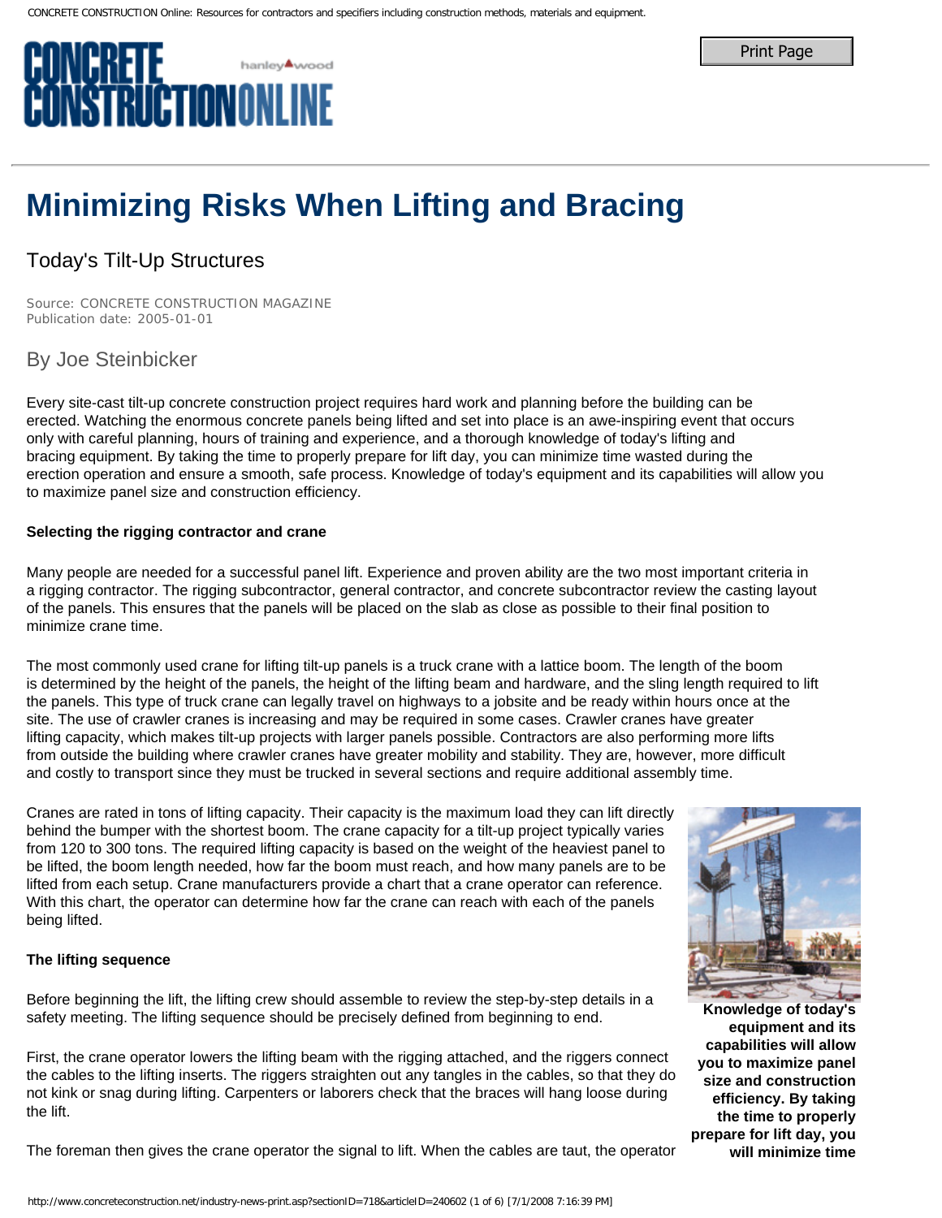# Minimizing Risks When Lifting and Bracing

## Today's Tilt-Up Structures

Source: CONCRETE CONSTRUCTION MAGAZINE
Publication date: 2005-01-01

### By Joe Steinbicker

Every site-cast tilt-up concrete construction project requires hard work and planning before the building can be erected. Watching the enormous concrete panels being lifted and set into place is an awe-inspiring event that occurs only with careful planning, hours of training and experience, and a thorough knowledge of today's lifting and bracing equipment. By taking the time to properly prepare for lift day, you can minimize time wasted during the erection operation and ensure a smooth, safe process. Knowledge of today's equipment and its capabilities will allow you to maximize panel size and construction efficiency.

**Selecting the rigging contractor and crane**

Many people are needed for a successful panel lift. Experience and proven ability are the two most important criteria in a rigging contractor. The rigging subcontractor, general contractor, and concrete subcontractor review the casting layout of the panels. This ensures that the panels will be placed on the slab as close as possible to their final position to minimize crane time.

The most commonly used crane for lifting tilt-up panels is a truck crane with a lattice boom. The length of the boom is determined by the height of the panels, the height of the lifting beam and hardware, and the sling length required to lift the panels. This type of truck crane can legally travel on highways to a jobsite and be ready within hours once at the site. The use of crawler cranes is increasing and may be required in some cases. Crawler cranes have greater lifting capacity, which makes tilt-up projects with larger panels possible. Contractors are also performing more lifts from outside the building where crawler cranes have greater mobility and stability. They are, however, more difficult and costly to transport since they must be trucked in several sections and require additional assembly time.

Cranes are rated in tons of lifting capacity. Their capacity is the maximum load they can lift directly behind the bumper with the shortest boom. The crane capacity for a tilt-up project typically varies from 120 to 300 tons. The required lifting capacity is based on the weight of the heaviest panel to be lifted, the boom length needed, how far the boom must reach, and how many panels are to be lifted from each setup. Crane manufacturers provide a chart that a crane operator can reference. With this chart, the operator can determine how far the crane can reach with each of the panels being lifted.

**Knowledge of today's equipment and its capabilities will allow you to maximize panel size and construction efficiency. By taking the time to properly prepare for lift day, you will minimize time**

**The lifting sequence**

Before beginning the lift, the lifting crew should assemble to review the step-by-step details in a safety meeting. The lifting sequence should be precisely defined from beginning to end.

First, the crane operator lowers the lifting beam with the rigging attached, and the riggers connect the cables to the lifting inserts. The riggers straighten out any tangles in the cables, so that they do not kink or snag during lifting. Carpenters or laborers check that the braces will hang loose during the lift.

The foreman then gives the crane operator the signal to lift. When the cables are taut, the operator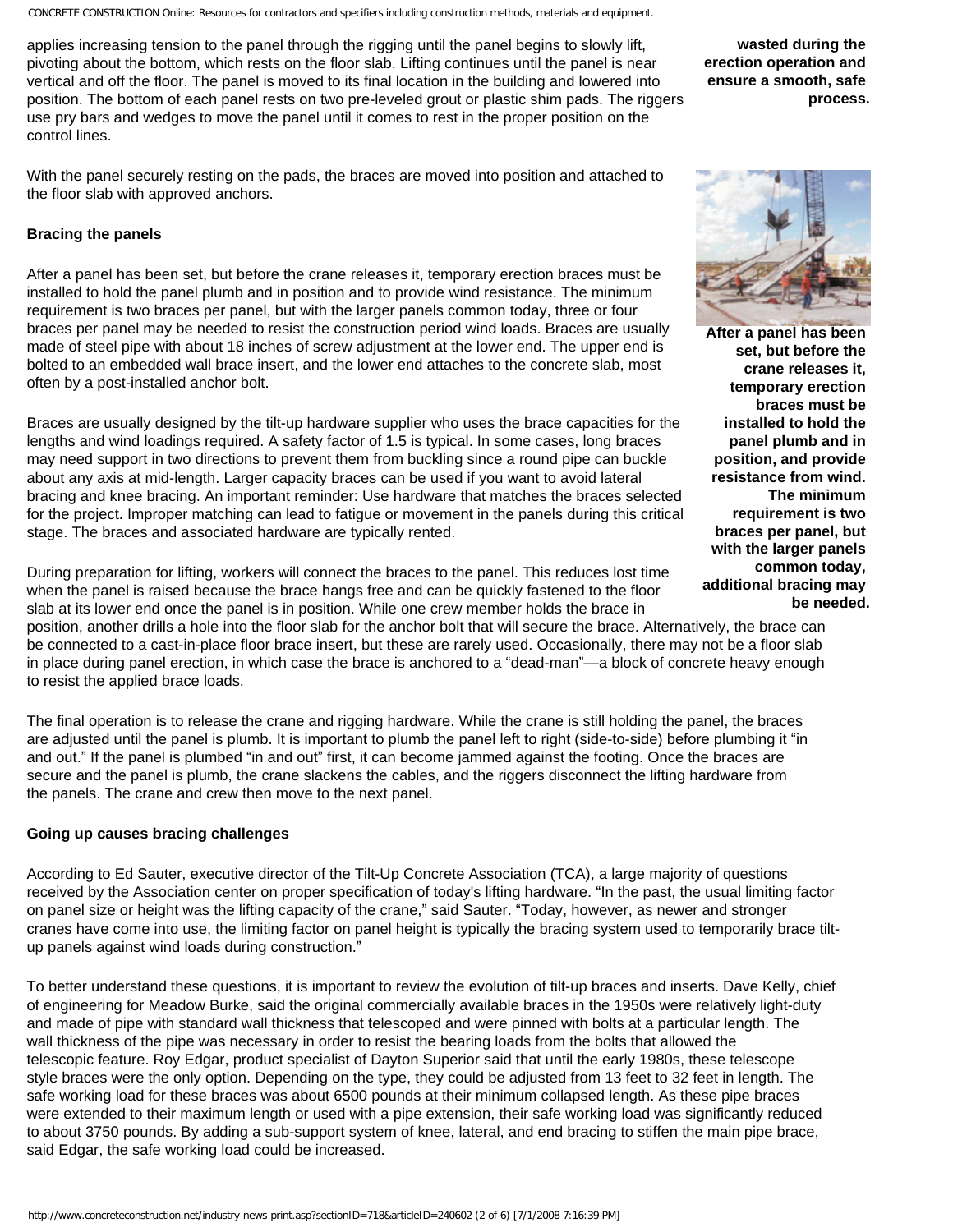applies increasing tension to the panel through the rigging until the panel begins to slowly lift, pivoting about the bottom, which rests on the floor slab. Lifting continues until the panel is near vertical and off the floor. The panel is moved to its final location in the building and lowered into position. The bottom of each panel rests on two pre-leveled grout or plastic shim pads. The riggers use pry bars and wedges to move the panel until it comes to rest in the proper position on the control lines.

**wasted during the erection operation and ensure a smooth, safe process.**

With the panel securely resting on the pads, the braces are moved into position and attached to the floor slab with approved anchors.

### Bracing the panels

After a panel has been set, but before the crane releases it, temporary erection braces must be installed to hold the panel plumb and in position and to provide wind resistance. The minimum requirement is two braces per panel, but with the larger panels common today, three or four braces per panel may be needed to resist the construction period wind loads. Braces are usually made of steel pipe with about 18 inches of screw adjustment at the lower end. The upper end is bolted to an embedded wall brace insert, and the lower end attaches to the concrete slab, most often by a post-installed anchor bolt.

**After a panel has been set, but before the crane releases it, temporary erection braces must be installed to hold the panel plumb and in position, and provide resistance from wind. The minimum requirement is two braces per panel, but with the larger panels common today, additional bracing may be needed.**

Braces are usually designed by the tilt-up hardware supplier who uses the brace capacities for the lengths and wind loadings required. A safety factor of 1.5 is typical. In some cases, long braces may need support in two directions to prevent them from buckling since a round pipe can buckle about any axis at mid-length. Larger capacity braces can be used if you want to avoid lateral bracing and knee bracing. An important reminder: Use hardware that matches the braces selected for the project. Improper matching can lead to fatigue or movement in the panels during this critical stage. The braces and associated hardware are typically rented.

During preparation for lifting, workers will connect the braces to the panel. This reduces lost time when the panel is raised because the brace hangs free and can be quickly fastened to the floor slab at its lower end once the panel is in position. While one crew member holds the brace in position, another drills a hole into the floor slab for the anchor bolt that will secure the brace. Alternatively, the brace can be connected to a cast-in-place floor brace insert, but these are rarely used. Occasionally, there may not be a floor slab in place during panel erection, in which case the brace is anchored to a "dead-man"—a block of concrete heavy enough to resist the applied brace loads.

The final operation is to release the crane and rigging hardware. While the crane is still holding the panel, the braces are adjusted until the panel is plumb. It is important to plumb the panel left to right (side-to-side) before plumbing it "in and out." If the panel is plumbed "in and out" first, it can become jammed against the footing. Once the braces are secure and the panel is plumb, the crane slackens the cables, and the riggers disconnect the lifting hardware from the panels. The crane and crew then move to the next panel.

### Going up causes bracing challenges

According to Ed Sauter, executive director of the Tilt-Up Concrete Association (TCA), a large majority of questions received by the Association center on proper specification of today's lifting hardware. "In the past, the usual limiting factor on panel size or height was the lifting capacity of the crane," said Sauter. "Today, however, as newer and stronger cranes have come into use, the limiting factor on panel height is typically the bracing system used to temporarily brace tilt-up panels against wind loads during construction."

To better understand these questions, it is important to review the evolution of tilt-up braces and inserts. Dave Kelly, chief of engineering for Meadow Burke, said the original commercially available braces in the 1950s were relatively light-duty and made of pipe with standard wall thickness that telescoped and were pinned with bolts at a particular length. The wall thickness of the pipe was necessary in order to resist the bearing loads from the bolts that allowed the telescopic feature. Roy Edgar, product specialist of Dayton Superior said that until the early 1980s, these telescope style braces were the only option. Depending on the type, they could be adjusted from 13 feet to 32 feet in length. The safe working load for these braces was about 6500 pounds at their minimum collapsed length. As these pipe braces were extended to their maximum length or used with a pipe extension, their safe working load was significantly reduced to about 3750 pounds. By adding a sub-support system of knee, lateral, and end bracing to stiffen the main pipe brace, said Edgar, the safe working load could be increased.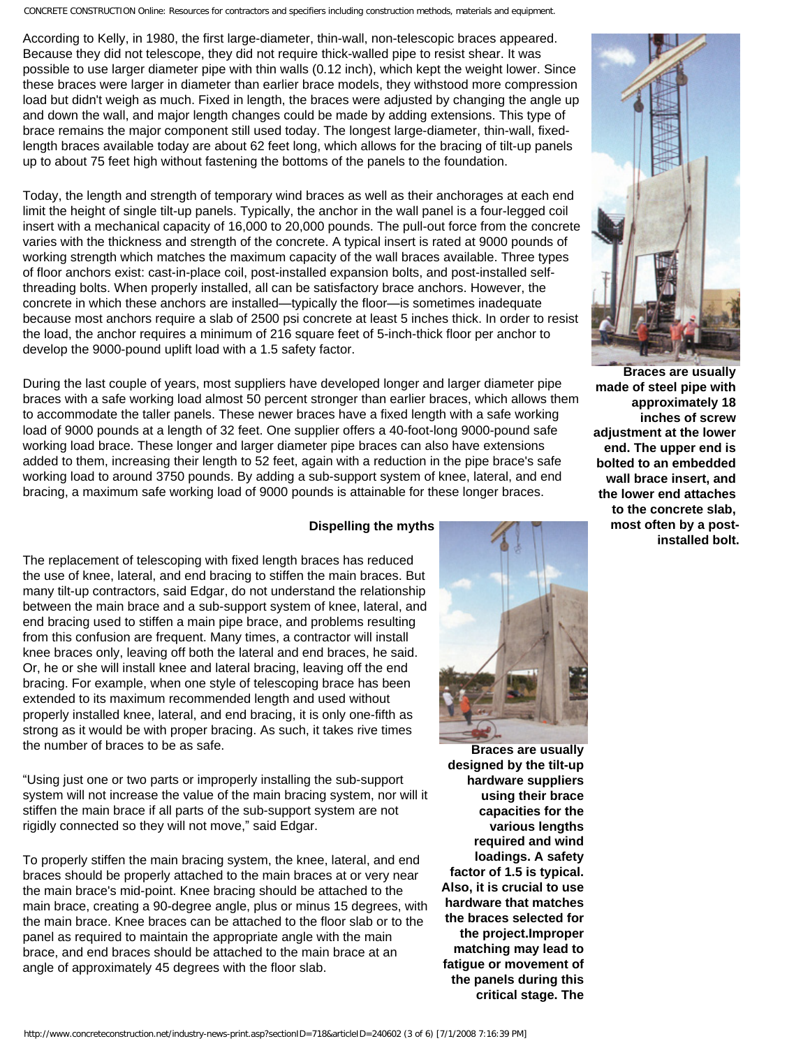According to Kelly, in 1980, the first large-diameter, thin-wall, non-telescopic braces appeared. Because they did not telescope, they did not require thick-walled pipe to resist shear. It was possible to use larger diameter pipe with thin walls (0.12 inch), which kept the weight lower. Since these braces were larger in diameter than earlier brace models, they withstood more compression load but didn't weigh as much. Fixed in length, the braces were adjusted by changing the angle up and down the wall, and major length changes could be made by adding extensions. This type of brace remains the major component still used today. The longest large-diameter, thin-wall, fixed-length braces available today are about 62 feet long, which allows for the bracing of tilt-up panels up to about 75 feet high without fastening the bottoms of the panels to the foundation.

Today, the length and strength of temporary wind braces as well as their anchorages at each end limit the height of single tilt-up panels. Typically, the anchor in the wall panel is a four-legged coil insert with a mechanical capacity of 16,000 to 20,000 pounds. The pull-out force from the concrete varies with the thickness and strength of the concrete. A typical insert is rated at 9000 pounds of working strength which matches the maximum capacity of the wall braces available. Three types of floor anchors exist: cast-in-place coil, post-installed expansion bolts, and post-installed self-threading bolts. When properly installed, all can be satisfactory brace anchors. However, the concrete in which these anchors are installed—typically the floor—is sometimes inadequate because most anchors require a slab of 2500 psi concrete at least 5 inches thick. In order to resist the load, the anchor requires a minimum of 216 square feet of 5-inch-thick floor per anchor to develop the 9000-pound uplift load with a 1.5 safety factor.

**Braces are usually made of steel pipe with approximately 18 inches of screw adjustment at the lower end. The upper end is bolted to an embedded wall brace insert, and the lower end attaches to the concrete slab, most often by a post-installed bolt.**

During the last couple of years, most suppliers have developed longer and larger diameter pipe braces with a safe working load almost 50 percent stronger than earlier braces, which allows them to accommodate the taller panels. These newer braces have a fixed length with a safe working load of 9000 pounds at a length of 32 feet. One supplier offers a 40-foot-long 9000-pound safe working load brace. These longer and larger diameter pipe braces can also have extensions added to them, increasing their length to 52 feet, again with a reduction in the pipe brace's safe working load to around 3750 pounds. By adding a sub-support system of knee, lateral, and end bracing, a maximum safe working load of 9000 pounds is attainable for these longer braces.

## Dispelling the myths

The replacement of telescoping with fixed length braces has reduced the use of knee, lateral, and end bracing to stiffen the main braces. But many tilt-up contractors, said Edgar, do not understand the relationship between the main brace and a sub-support system of knee, lateral, and end bracing used to stiffen a main pipe brace, and problems resulting from this confusion are frequent. Many times, a contractor will install knee braces only, leaving off both the lateral and end braces, he said. Or, he or she will install knee and lateral bracing, leaving off the end bracing. For example, when one style of telescoping brace has been extended to its maximum recommended length and used without properly installed knee, lateral, and end bracing, it is only one-fifth as strong as it would be with proper bracing. As such, it takes rive times the number of braces to be as safe.

"Using just one or two parts or improperly installing the sub-support system will not increase the value of the main bracing system, nor will it stiffen the main brace if all parts of the sub-support system are not rigidly connected so they will not move," said Edgar.

To properly stiffen the main bracing system, the knee, lateral, and end braces should be properly attached to the main braces at or very near the main brace's mid-point. Knee bracing should be attached to the main brace, creating a 90-degree angle, plus or minus 15 degrees, with the main brace. Knee braces can be attached to the floor slab or to the panel as required to maintain the appropriate angle with the main brace, and end braces should be attached to the main brace at an angle of approximately 45 degrees with the floor slab.

**Braces are usually designed by the tilt-up hardware suppliers using their brace capacities for the various lengths required and wind loadings. A safety factor of 1.5 is typical. Also, it is crucial to use hardware that matches the braces selected for the project.Improper matching may lead to fatigue or movement of the panels during this critical stage. The**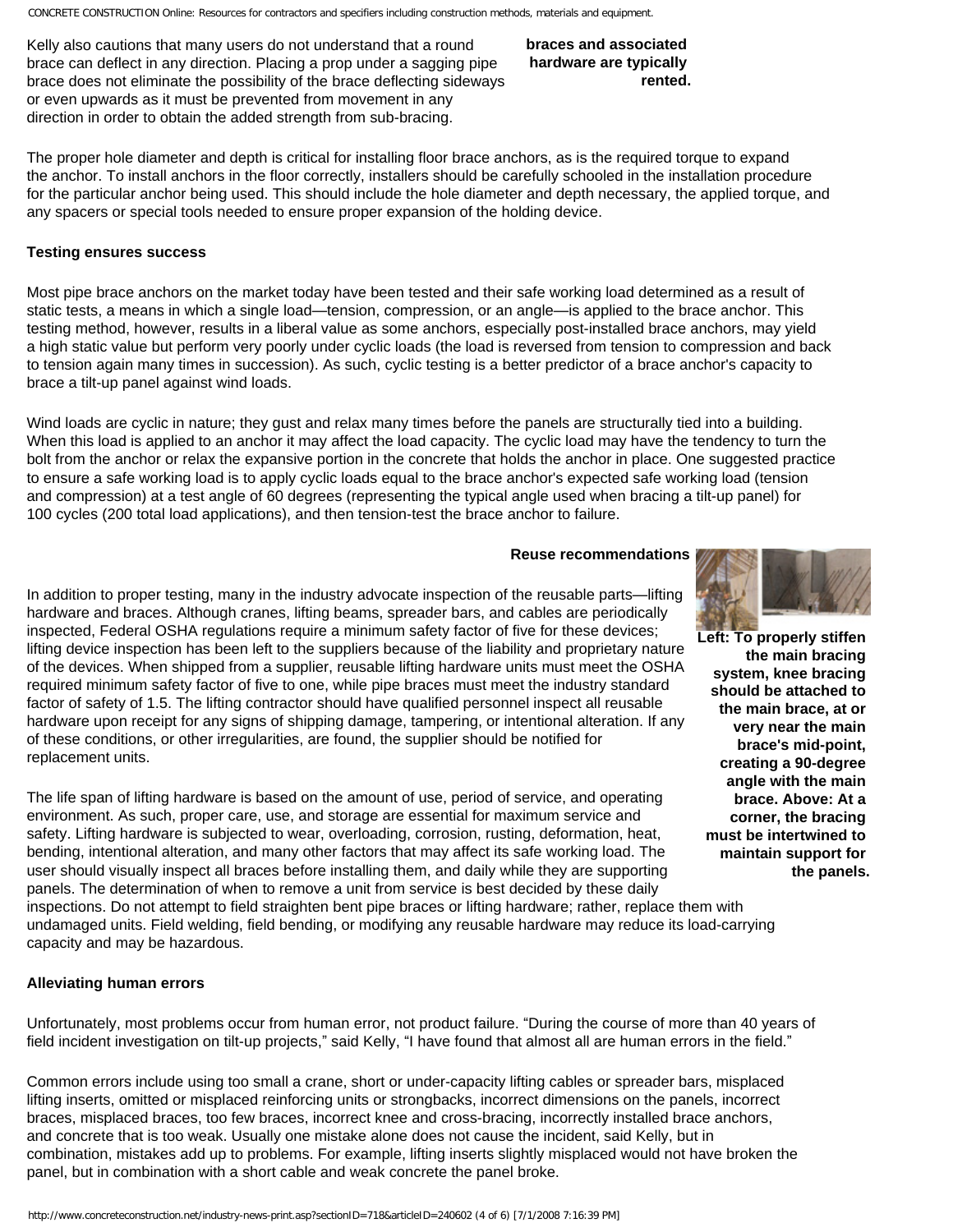Kelly also cautions that many users do not understand that a round brace can deflect in any direction. Placing a prop under a sagging pipe brace does not eliminate the possibility of the brace deflecting sideways or even upwards as it must be prevented from movement in any direction in order to obtain the added strength from sub-bracing.

**braces and associated hardware are typically rented.**

The proper hole diameter and depth is critical for installing floor brace anchors, as is the required torque to expand the anchor. To install anchors in the floor correctly, installers should be carefully schooled in the installation procedure for the particular anchor being used. This should include the hole diameter and depth necessary, the applied torque, and any spacers or special tools needed to ensure proper expansion of the holding device.

**Testing ensures success**

Most pipe brace anchors on the market today have been tested and their safe working load determined as a result of static tests, a means in which a single load—tension, compression, or an angle—is applied to the brace anchor. This testing method, however, results in a liberal value as some anchors, especially post-installed brace anchors, may yield a high static value but perform very poorly under cyclic loads (the load is reversed from tension to compression and back to tension again many times in succession). As such, cyclic testing is a better predictor of a brace anchor's capacity to brace a tilt-up panel against wind loads.

Wind loads are cyclic in nature; they gust and relax many times before the panels are structurally tied into a building. When this load is applied to an anchor it may affect the load capacity. The cyclic load may have the tendency to turn the bolt from the anchor or relax the expansive portion in the concrete that holds the anchor in place. One suggested practice to ensure a safe working load is to apply cyclic loads equal to the brace anchor's expected safe working load (tension and compression) at a test angle of 60 degrees (representing the typical angle used when bracing a tilt-up panel) for 100 cycles (200 total load applications), and then tension-test the brace anchor to failure.

**Reuse recommendations**

In addition to proper testing, many in the industry advocate inspection of the reusable parts—lifting hardware and braces. Although cranes, lifting beams, spreader bars, and cables are periodically inspected, Federal OSHA regulations require a minimum safety factor of five for these devices; lifting device inspection has been left to the suppliers because of the liability and proprietary nature of the devices. When shipped from a supplier, reusable lifting hardware units must meet the OSHA required minimum safety factor of five to one, while pipe braces must meet the industry standard factor of safety of 1.5. The lifting contractor should have qualified personnel inspect all reusable hardware upon receipt for any signs of shipping damage, tampering, or intentional alteration. If any of these conditions, or other irregularities, are found, the supplier should be notified for replacement units.

**Left: To properly stiffen the main bracing system, knee bracing should be attached to the main brace, at or very near the main brace's mid-point, creating a 90-degree angle with the main brace. Above: At a corner, the bracing must be intertwined to maintain support for the panels.**

The life span of lifting hardware is based on the amount of use, period of service, and operating environment. As such, proper care, use, and storage are essential for maximum service and safety. Lifting hardware is subjected to wear, overloading, corrosion, rusting, deformation, heat, bending, intentional alteration, and many other factors that may affect its safe working load. The user should visually inspect all braces before installing them, and daily while they are supporting panels. The determination of when to remove a unit from service is best decided by these daily inspections. Do not attempt to field straighten bent pipe braces or lifting hardware; rather, replace them with undamaged units. Field welding, field bending, or modifying any reusable hardware may reduce its load-carrying capacity and may be hazardous.

**Alleviating human errors**

Unfortunately, most problems occur from human error, not product failure. "During the course of more than 40 years of field incident investigation on tilt-up projects," said Kelly, "I have found that almost all are human errors in the field."

Common errors include using too small a crane, short or under-capacity lifting cables or spreader bars, misplaced lifting inserts, omitted or misplaced reinforcing units or strongbacks, incorrect dimensions on the panels, incorrect braces, misplaced braces, too few braces, incorrect knee and cross-bracing, incorrectly installed brace anchors, and concrete that is too weak. Usually one mistake alone does not cause the incident, said Kelly, but in combination, mistakes add up to problems. For example, lifting inserts slightly misplaced would not have broken the panel, but in combination with a short cable and weak concrete the panel broke.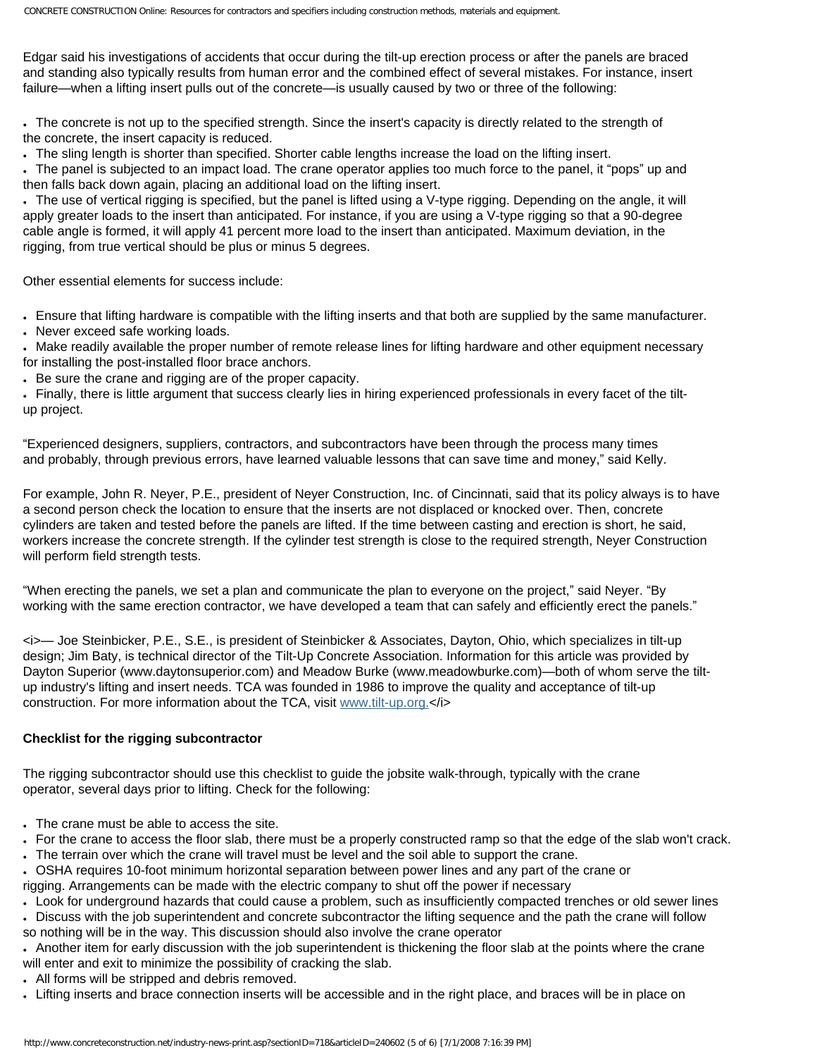Edgar said his investigations of accidents that occur during the tilt-up erection process or after the panels are braced and standing also typically results from human error and the combined effect of several mistakes. For instance, insert failure—when a lifting insert pulls out of the concrete—is usually caused by two or three of the following:

- The concrete is not up to the specified strength. Since the insert's capacity is directly related to the strength of the concrete, the insert capacity is reduced.
- The sling length is shorter than specified. Shorter cable lengths increase the load on the lifting insert.
- The panel is subjected to an impact load. The crane operator applies too much force to the panel, it "pops" up and then falls back down again, placing an additional load on the lifting insert.
- The use of vertical rigging is specified, but the panel is lifted using a V-type rigging. Depending on the angle, it will apply greater loads to the insert than anticipated. For instance, if you are using a V-type rigging so that a 90-degree cable angle is formed, it will apply 41 percent more load to the insert than anticipated. Maximum deviation, in the rigging, from true vertical should be plus or minus 5 degrees.

Other essential elements for success include:

- Ensure that lifting hardware is compatible with the lifting inserts and that both are supplied by the same manufacturer.
- Never exceed safe working loads.
- Make readily available the proper number of remote release lines for lifting hardware and other equipment necessary for installing the post-installed floor brace anchors.
- Be sure the crane and rigging are of the proper capacity.
- Finally, there is little argument that success clearly lies in hiring experienced professionals in every facet of the tilt-up project.

"Experienced designers, suppliers, contractors, and subcontractors have been through the process many times and probably, through previous errors, have learned valuable lessons that can save time and money," said Kelly.

For example, John R. Neyer, P.E., president of Neyer Construction, Inc. of Cincinnati, said that its policy always is to have a second person check the location to ensure that the inserts are not displaced or knocked over. Then, concrete cylinders are taken and tested before the panels are lifted. If the time between casting and erection is short, he said, workers increase the concrete strength. If the cylinder test strength is close to the required strength, Neyer Construction will perform field strength tests.

"When erecting the panels, we set a plan and communicate the plan to everyone on the project," said Neyer. "By working with the same erection contractor, we have developed a team that can safely and efficiently erect the panels."

<i>— Joe Steinbicker, P.E., S.E., is president of Steinbicker & Associates, Dayton, Ohio, which specializes in tilt-up design; Jim Baty, is technical director of the Tilt-Up Concrete Association. Information for this article was provided by Dayton Superior (www.daytonsuperior.com) and Meadow Burke (www.meadowburke.com)—both of whom serve the tilt-up industry's lifting and insert needs. TCA was founded in 1986 to improve the quality and acceptance of tilt-up construction. For more information about the TCA, visit www.tilt-up.org.</i>

**Checklist for the rigging subcontractor**

The rigging subcontractor should use this checklist to guide the jobsite walk-through, typically with the crane operator, several days prior to lifting. Check for the following:

- The crane must be able to access the site.
- For the crane to access the floor slab, there must be a properly constructed ramp so that the edge of the slab won't crack.
- The terrain over which the crane will travel must be level and the soil able to support the crane.
- OSHA requires 10-foot minimum horizontal separation between power lines and any part of the crane or rigging. Arrangements can be made with the electric company to shut off the power if necessary
- Look for underground hazards that could cause a problem, such as insufficiently compacted trenches or old sewer lines
- Discuss with the job superintendent and concrete subcontractor the lifting sequence and the path the crane will follow so nothing will be in the way. This discussion should also involve the crane operator
- Another item for early discussion with the job superintendent is thickening the floor slab at the points where the crane will enter and exit to minimize the possibility of cracking the slab.
- All forms will be stripped and debris removed.
- Lifting inserts and brace connection inserts will be accessible and in the right place, and braces will be in place on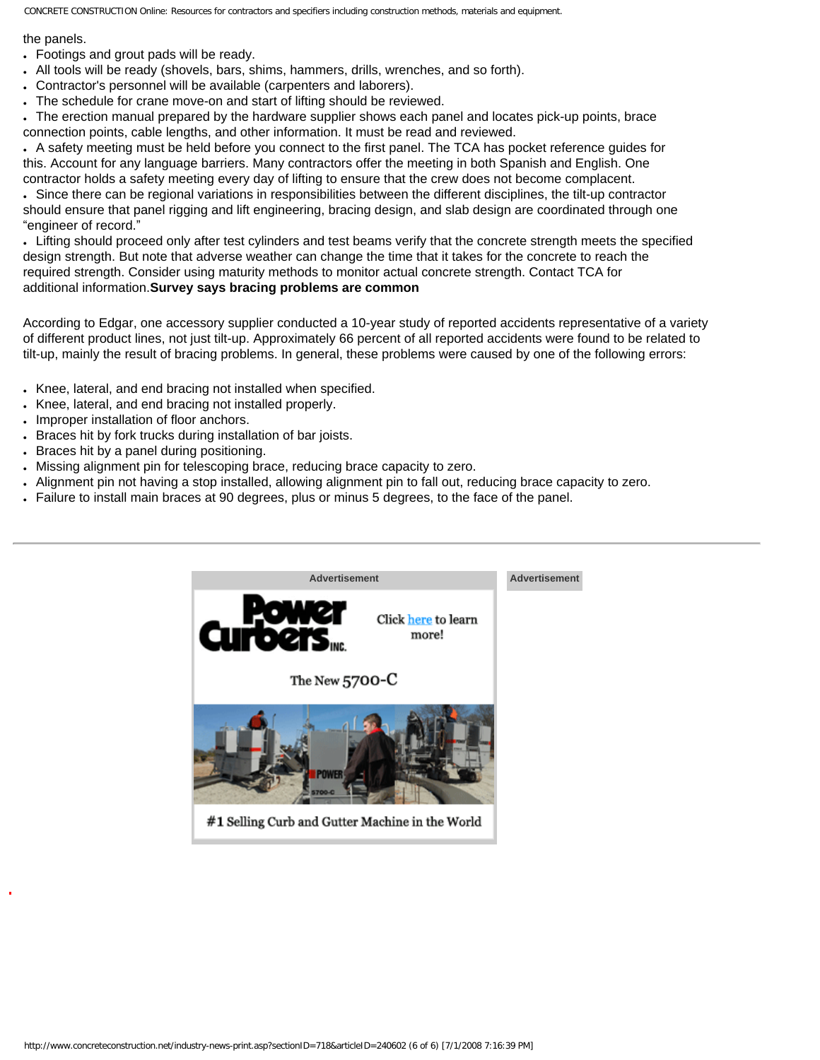the panels.

- Footings and grout pads will be ready.
- All tools will be ready (shovels, bars, shims, hammers, drills, wrenches, and so forth).
- Contractor's personnel will be available (carpenters and laborers).
- The schedule for crane move-on and start of lifting should be reviewed.
- The erection manual prepared by the hardware supplier shows each panel and locates pick-up points, brace connection points, cable lengths, and other information. It must be read and reviewed.
- A safety meeting must be held before you connect to the first panel. The TCA has pocket reference guides for this. Account for any language barriers. Many contractors offer the meeting in both Spanish and English. One contractor holds a safety meeting every day of lifting to ensure that the crew does not become complacent.
- Since there can be regional variations in responsibilities between the different disciplines, the tilt-up contractor should ensure that panel rigging and lift engineering, bracing design, and slab design are coordinated through one "engineer of record."
- Lifting should proceed only after test cylinders and test beams verify that the concrete strength meets the specified design strength. But note that adverse weather can change the time that it takes for the concrete to reach the required strength. Consider using maturity methods to monitor actual concrete strength. Contact TCA for additional information.

**Survey says bracing problems are common**

According to Edgar, one accessory supplier conducted a 10-year study of reported accidents representative of a variety of different product lines, not just tilt-up. Approximately 66 percent of all reported accidents were found to be related to tilt-up, mainly the result of bracing problems. In general, these problems were caused by one of the following errors:

- Knee, lateral, and end bracing not installed when specified.
- Knee, lateral, and end bracing not installed properly.
- Improper installation of floor anchors.
- Braces hit by fork trucks during installation of bar joists.
- Braces hit by a panel during positioning.
- Missing alignment pin for telescoping brace, reducing brace capacity to zero.
- Alignment pin not having a stop installed, allowing alignment pin to fall out, reducing brace capacity to zero.
- Failure to install main braces at 90 degrees, plus or minus 5 degrees, to the face of the panel.